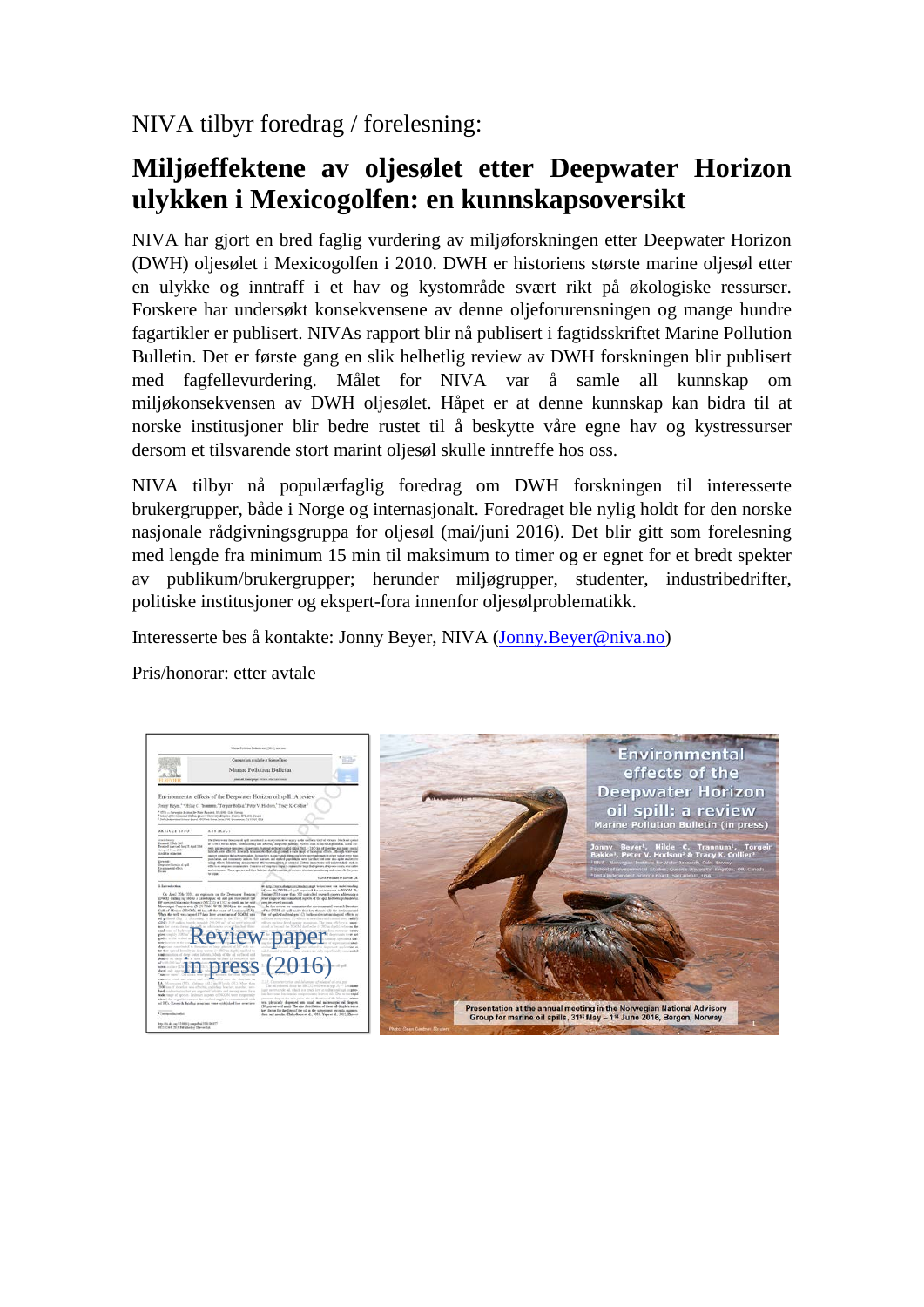NIVA tilbyr foredrag / forelesning:

# Miljøeffektene av oljesølet etter Deepwater Horizon ulykken i Mexicogolfen: en kunnskapsoversikt

NIVA har gjort en bred faglig vurdering av miljøforskningen etter Deepwater Horizon (DWH) oljesølet i Mexicogolfen i 2010. DWH er historiens største marine oljesøl etter en ulykke og inntraff i et hav og kystområde svært rikt på økologiske ressurser. Forskere har undersøkt konsekvensene av denne oljeforurensningen og mange hundre fagartikler er publisert. NIVAs rapport blir nå publisert i fagtidsskriftet Marine Pollution Bulletin. Det er første gang en slik helhetlig review av DWH forskningen blir publisert med fagfellevurdering. Målet for NIVA var å samle all kunnskap om miljøkonsekvensen av DWH oljesølet. Håpet er at denne kunnskap kan bidra til at norske institusjoner blir bedre rustet til å beskytte våre egne hav og kystressurser dersom et tilsvarende stort marint oljesøl skulle inntreffe hos oss.

NIVA tilbyr nå populærfaglig foredrag om DWH forskningen til interesserte brukergrupper, både i Norge og internasjonalt. Foredraget ble nylig holdt for den norske nasjonale rådgivningsgruppa for oljesøl (mai/juni 2016). Det blir gitt som forelesning med lengde fra minimum 15 min til maksimum to timer og er egnet for et bredt spekter av publikum/brukergrupper; herunder miljøgrupper, studenter, industribedrifter, politiske institusjoner og ekspert-fora innenfor oljesølproblematikk.

Interesserte bes å kontakte: Jonny Beyer, NIVA (Jonny.Beyer@niva.no)

Pris/honorar: etter avtale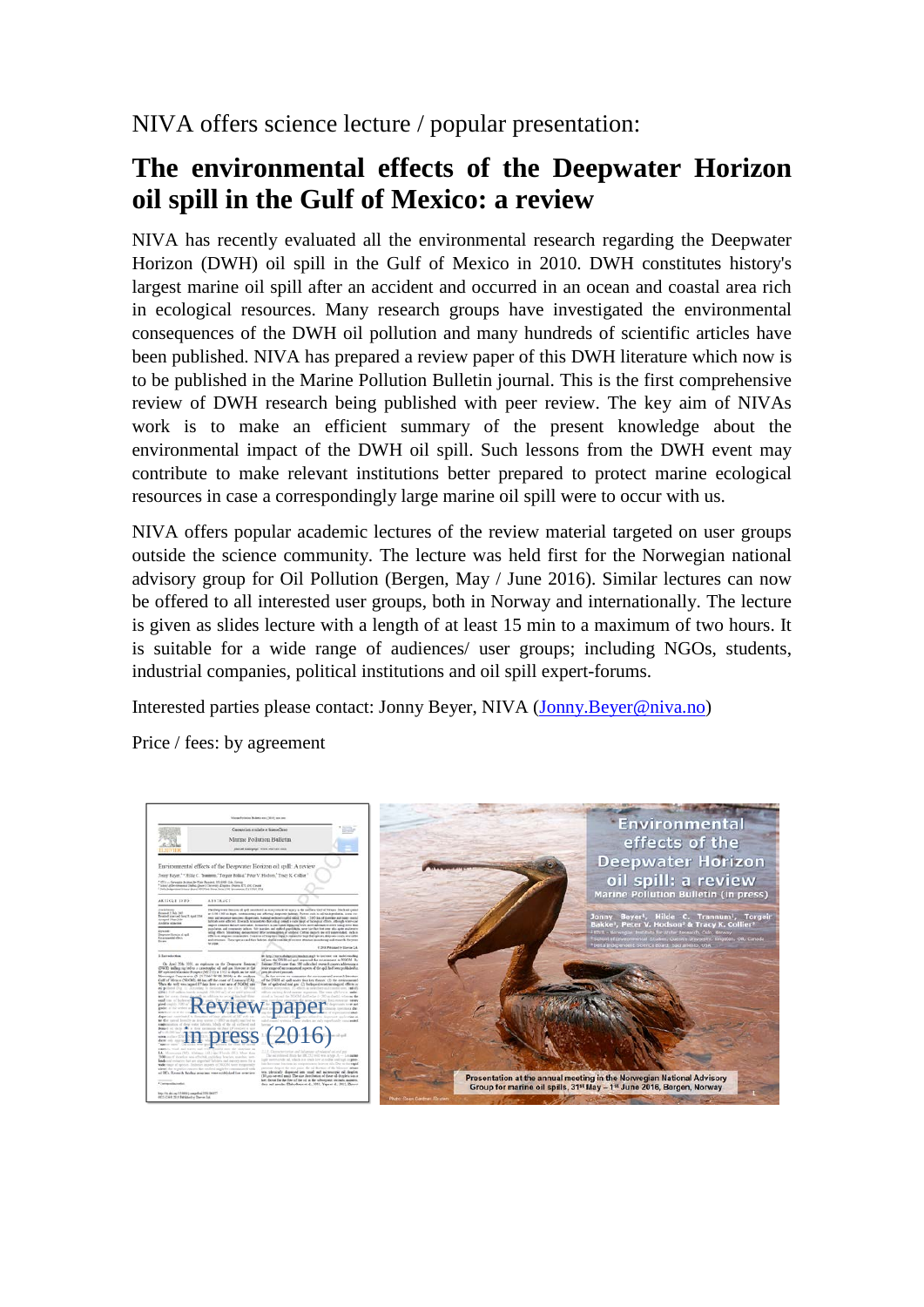NIVA offers science lecture / popular presentation:

# The environmental effects of the Deepwater Horizon oil spill in the Gulf of Mexico: a review

NIVA has recently evaluated all the environmental research regarding the Deepwater Horizon (DWH) oil spill in the Gulf of Mexico in 2010. DWH constitutes history's largest marine oil spill after an accident and occurred in an ocean and coastal area rich in ecological resources. Many research groups have investigated the environmental consequences of the DWH oil pollution and many hundreds of scientific articles have been published. NIVA has prepared a review paper of this DWH literature which now is to be published in the Marine Pollution Bulletin journal. This is the first comprehensive review of DWH research being published with peer review. The key aim of NIVAs work is to make an efficient summary of the present knowledge about the environmental impact of the DWH oil spill. Such lessons from the DWH event may contribute to make relevant institutions better prepared to protect marine ecological resources in case a correspondingly large marine oil spill were to occur with us.

NIVA offers popular academic lectures of the review material targeted on user groups outside the science community. The lecture was held first for the Norwegian national advisory group for Oil Pollution (Bergen, May / June 2016). Similar lectures can now be offered to all interested user groups, both in Norway and internationally. The lecture is given as slides lecture with a length of at least 15 min to a maximum of two hours. It is suitable for a wide range of audiences/ user groups; including NGOs, students, industrial companies, political institutions and oil spill expert-forums.

Interested parties please contact: Jonny Beyer, NIVA (Jonny.Beyer@niva.no)

Price / fees: by agreement